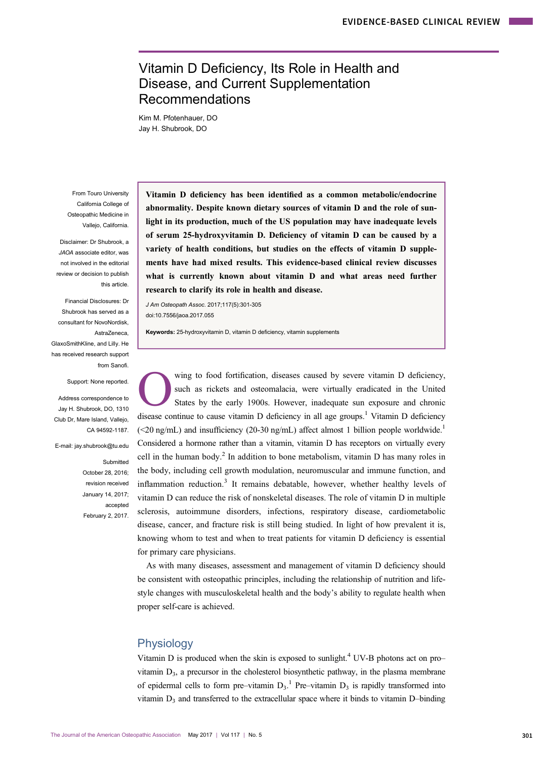# Vitamin D Deficiency, Its Role in Health and Disease, and Current Supplementation Recommendations

Kim M. Pfotenhauer, DO
Jay H. Shubrook, DO

From Touro University California College of Osteopathic Medicine in Vallejo, California.

Disclaimer: Dr Shubrook, a *JAOA* associate editor, was not involved in the editorial review or decision to publish this article.

Financial Disclosures: Dr Shubrook has served as a consultant for NovoNordisk, AstraZeneca, GlaxoSmithKline, and Lilly. He has received research support from Sanofi.

Support: None reported.

Address correspondence to Jay H. Shubrook, DO, 1310 Club Dr, Mare Island, Vallejo, CA 94592-1187.

E-mail: jay.shubrook@tu.edu

Submitted October 28, 2016; revision received January 14, 2017; accepted February 2, 2017.

**Vitamin D deficiency has been identified as a common metabolic/endocrine abnormality. Despite known dietary sources of vitamin D and the role of sunlight in its production, much of the US population may have inadequate levels of serum 25-hydroxyvitamin D. Deficiency of vitamin D can be caused by a variety of health conditions, but studies on the effects of vitamin D supplements have had mixed results. This evidence-based clinical review discusses what is currently known about vitamin D and what areas need further research to clarify its role in health and disease.**

*J Am Osteopath Assoc.* 2017;117(5):301-305
doi:10.7556/jaoa.2017.055

**Keywords:** 25-hydroxyvitamin D, vitamin D deficiency, vitamin supplements

Owing to food fortification, diseases caused by severe vitamin D deficiency, such as rickets and osteomalacia, were virtually eradicated in the United States by the early 1900s. However, inadequate sun exposure and chronic disease continue to cause vitamin D deficiency in all age groups.[1] Vitamin D deficiency (<20 ng/mL) and insufficiency (20-30 ng/mL) affect almost 1 billion people worldwide.[1] Considered a hormone rather than a vitamin, vitamin D has receptors on virtually every cell in the human body.[2] In addition to bone metabolism, vitamin D has many roles in the body, including cell growth modulation, neuromuscular and immune function, and inflammation reduction.[3] It remains debatable, however, whether healthy levels of vitamin D can reduce the risk of nonskeletal diseases. The role of vitamin D in multiple sclerosis, autoimmune disorders, infections, respiratory disease, cardiometabolic disease, cancer, and fracture risk is still being studied. In light of how prevalent it is, knowing whom to test and when to treat patients for vitamin D deficiency is essential for primary care physicians.

As with many diseases, assessment and management of vitamin D deficiency should be consistent with osteopathic principles, including the relationship of nutrition and lifestyle changes with musculoskeletal health and the body's ability to regulate health when proper self-care is achieved.

## Physiology

Vitamin D is produced when the skin is exposed to sunlight.[4] UV-B photons act on pro–vitamin $D_3$, a precursor in the cholesterol biosynthetic pathway, in the plasma membrane of epidermal cells to form pre–vitamin $D_3$.[1] Pre–vitamin $D_3$ is rapidly transformed into vitamin $D_3$ and transferred to the extracellular space where it binds to vitamin D–binding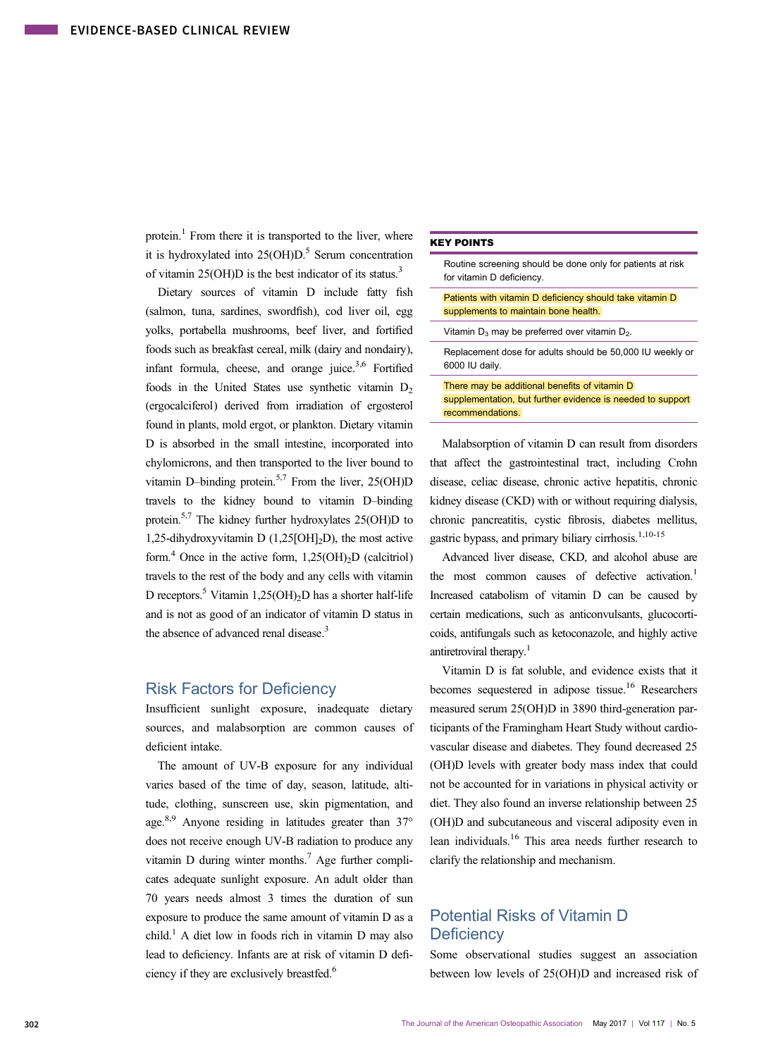protein.[1] From there it is transported to the liver, where it is hydroxylated into 25(OH)D.[5] Serum concentration of vitamin 25(OH)D is the best indicator of its status.[3]

Dietary sources of vitamin D include fatty fish (salmon, tuna, sardines, swordfish), cod liver oil, egg yolks, portabella mushrooms, beef liver, and fortified foods such as breakfast cereal, milk (dairy and nondairy), infant formula, cheese, and orange juice.[3,6] Fortified foods in the United States use synthetic vitamin $D_2$ (ergocalciferol) derived from irradiation of ergosterol found in plants, mold ergot, or plankton. Dietary vitamin D is absorbed in the small intestine, incorporated into chylomicrons, and then transported to the liver bound to vitamin D–binding protein.[5,7] From the liver, 25(OH)D travels to the kidney bound to vitamin D–binding protein.[5,7] The kidney further hydroxylates 25(OH)D to 1,25-dihydroxyvitamin D (1,25[OH]$_2$D), the most active form.[4] Once in the active form, 1,25(OH)$_2$D (calcitriol) travels to the rest of the body and any cells with vitamin D receptors.[5] Vitamin 1,25(OH)$_2$D has a shorter half-life and is not as good of an indicator of vitamin D status in the absence of advanced renal disease.[3]

## Risk Factors for Deficiency

Insufficient sunlight exposure, inadequate dietary sources, and malabsorption are common causes of deficient intake.

The amount of UV-B exposure for any individual varies based on the time of day, season, latitude, altitude, clothing, sunscreen use, skin pigmentation, and age.[8,9] Anyone residing in latitudes greater than 37° does not receive enough UV-B radiation to produce any vitamin D during winter months.[7] Age further complicates adequate sunlight exposure. An adult older than 70 years needs almost 3 times the duration of sun exposure to produce the same amount of vitamin D as a child.[1] A diet low in foods rich in vitamin D may also lead to deficiency. Infants are at risk of vitamin D deficiency if they are exclusively breastfed.[6]

**KEY POINTS**

- Routine screening should be done only for patients at risk for vitamin D deficiency.
- Patients with vitamin D deficiency should take vitamin D supplements to maintain bone health.
- Vitamin $D_3$ may be preferred over vitamin $D_2$.
- Replacement dose for adults should be 50,000 IU weekly or 6000 IU daily.
- There may be additional benefits of vitamin D supplementation, but further evidence is needed to support recommendations.

Malabsorption of vitamin D can result from disorders that affect the gastrointestinal tract, including Crohn disease, celiac disease, chronic active hepatitis, chronic kidney disease (CKD) with or without requiring dialysis, chronic pancreatitis, cystic fibrosis, diabetes mellitus, gastric bypass, and primary biliary cirrhosis.[1,10-15]

Advanced liver disease, CKD, and alcohol abuse are the most common causes of defective activation.[1] Increased catabolism of vitamin D can be caused by certain medications, such as anticonvulsants, glucocorticoids, antifungals such as ketoconazole, and highly active antiretroviral therapy.[1]

Vitamin D is fat soluble, and evidence exists that it becomes sequestered in adipose tissue.[16] Researchers measured serum 25(OH)D in 3890 third-generation participants of the Framingham Heart Study without cardiovascular disease and diabetes. They found decreased 25(OH)D levels with greater body mass index that could not be accounted for in variations in physical activity or diet. They also found an inverse relationship between 25(OH)D and subcutaneous and visceral adiposity even in lean individuals.[16] This area needs further research to clarify the relationship and mechanism.

## Potential Risks of Vitamin D Deficiency

Some observational studies suggest an association between low levels of 25(OH)D and increased risk of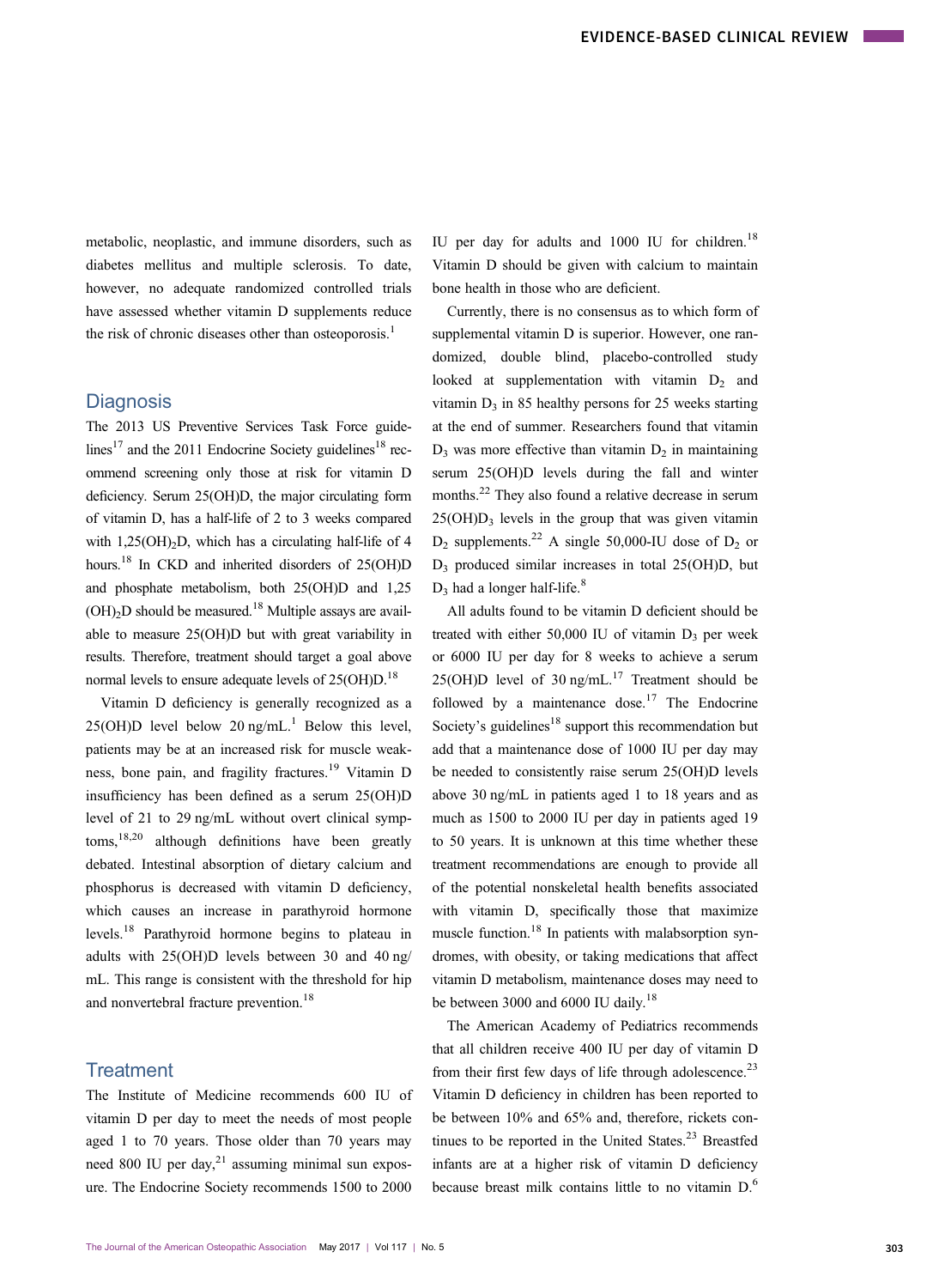metabolic, neoplastic, and immune disorders, such as diabetes mellitus and multiple sclerosis. To date, however, no adequate randomized controlled trials have assessed whether vitamin D supplements reduce the risk of chronic diseases other than osteoporosis.[1]

## Diagnosis

The 2013 US Preventive Services Task Force guidelines[17] and the 2011 Endocrine Society guidelines[18] recommend screening only those at risk for vitamin D deficiency. Serum 25(OH)D, the major circulating form of vitamin D, has a half-life of 2 to 3 weeks compared with $1{,}25(OH)_2D$, which has a circulating half-life of 4 hours.[18] In CKD and inherited disorders of 25(OH)D and phosphate metabolism, both 25(OH)D and $1{,}25(OH)_2D$ should be measured.[18] Multiple assays are available to measure 25(OH)D but with great variability in results. Therefore, treatment should target a goal above normal levels to ensure adequate levels of 25(OH)D.[18]

Vitamin D deficiency is generally recognized as a 25(OH)D level below 20 ng/mL.[1] Below this level, patients may be at an increased risk for muscle weakness, bone pain, and fragility fractures.[19] Vitamin D insufficiency has been defined as a serum 25(OH)D level of 21 to 29 ng/mL without overt clinical symptoms,[18,20] although definitions have been greatly debated. Intestinal absorption of dietary calcium and phosphorus is decreased with vitamin D deficiency, which causes an increase in parathyroid hormone levels.[18] Parathyroid hormone begins to plateau in adults with 25(OH)D levels between 30 and 40 ng/mL. This range is consistent with the threshold for hip and nonvertebral fracture prevention.[18]

## Treatment

The Institute of Medicine recommends 600 IU of vitamin D per day to meet the needs of most people aged 1 to 70 years. Those older than 70 years may need 800 IU per day,[21] assuming minimal sun exposure. The Endocrine Society recommends 1500 to 2000 IU per day for adults and 1000 IU for children.[18] Vitamin D should be given with calcium to maintain bone health in those who are deficient.

Currently, there is no consensus as to which form of supplemental vitamin D is superior. However, one randomized, double blind, placebo-controlled study looked at supplementation with vitamin $D_2$ and vitamin $D_3$ in 85 healthy persons for 25 weeks starting at the end of summer. Researchers found that vitamin $D_3$ was more effective than vitamin $D_2$ in maintaining serum 25(OH)D levels during the fall and winter months.[22] They also found a relative decrease in serum $25(OH)D_3$ levels in the group that was given vitamin $D_2$ supplements.[22] A single 50,000-IU dose of $D_2$ or $D_3$ produced similar increases in total 25(OH)D, but $D_3$ had a longer half-life.[8]

All adults found to be vitamin D deficient should be treated with either 50,000 IU of vitamin $D_3$ per week or 6000 IU per day for 8 weeks to achieve a serum 25(OH)D level of 30 ng/mL.[17] Treatment should be followed by a maintenance dose.[17] The Endocrine Society's guidelines[18] support this recommendation but add that a maintenance dose of 1000 IU per day may be needed to consistently raise serum 25(OH)D levels above 30 ng/mL in patients aged 1 to 18 years and as much as 1500 to 2000 IU per day in patients aged 19 to 50 years. It is unknown at this time whether these treatment recommendations are enough to provide all of the potential nonskeletal health benefits associated with vitamin D, specifically those that maximize muscle function.[18] In patients with malabsorption syndromes, with obesity, or taking medications that affect vitamin D metabolism, maintenance doses may need to be between 3000 and 6000 IU daily.[18]

The American Academy of Pediatrics recommends that all children receive 400 IU per day of vitamin D from their first few days of life through adolescence.[23] Vitamin D deficiency in children has been reported to be between 10% and 65% and, therefore, rickets continues to be reported in the United States.[23] Breastfed infants are at a higher risk of vitamin D deficiency because breast milk contains little to no vitamin D.[6]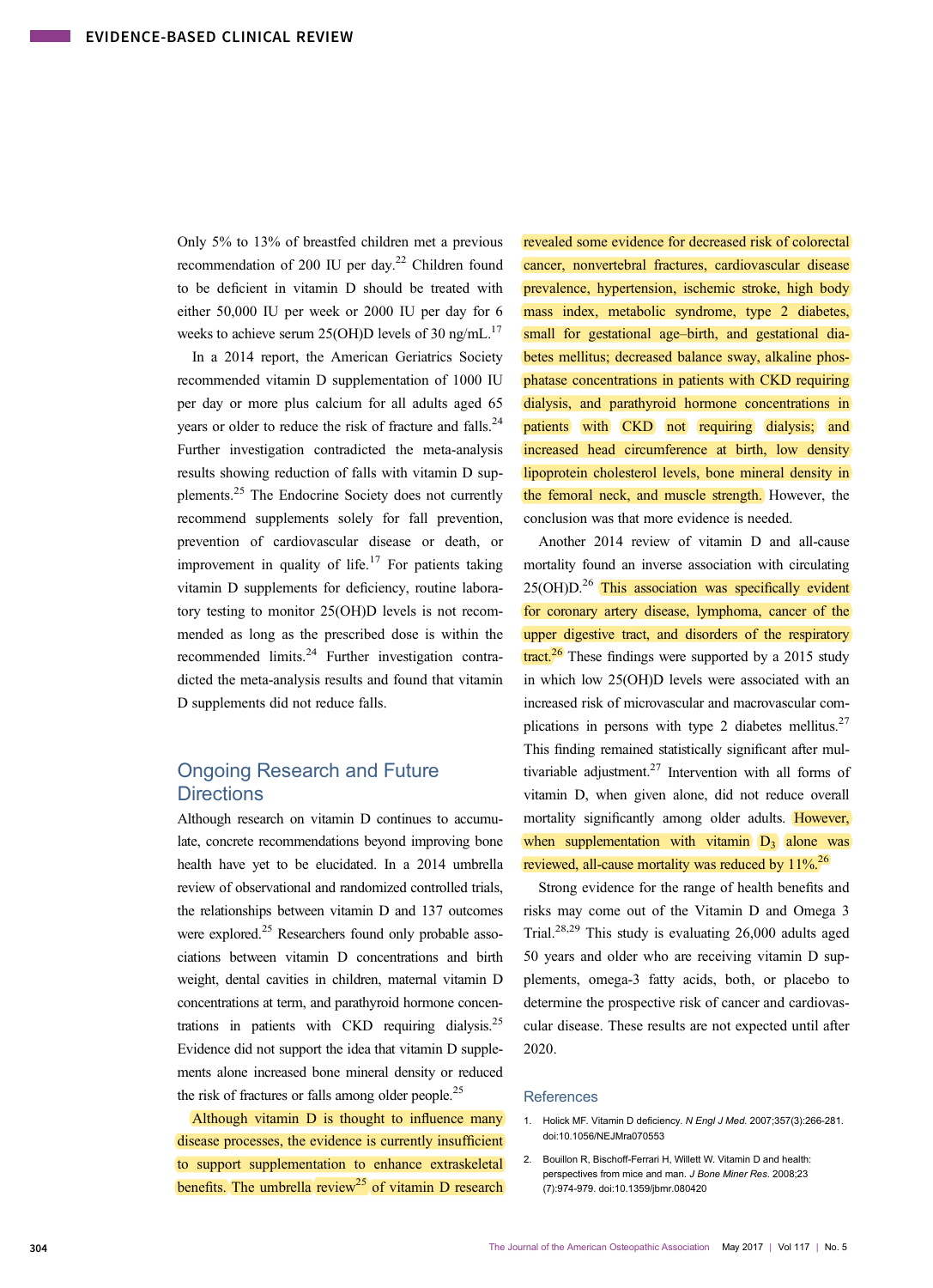Only 5% to 13% of breastfed children met a previous recommendation of 200 IU per day.[22] Children found to be deficient in vitamin D should be treated with either 50,000 IU per week or 2000 IU per day for 6 weeks to achieve serum 25(OH)D levels of 30 ng/mL.[17]

In a 2014 report, the American Geriatrics Society recommended vitamin D supplementation of 1000 IU per day or more plus calcium for all adults aged 65 years or older to reduce the risk of fracture and falls.[24] Further investigation contradicted the meta-analysis results showing reduction of falls with vitamin D supplements.[25] The Endocrine Society does not currently recommend supplements solely for fall prevention, prevention of cardiovascular disease or death, or improvement in quality of life.[17] For patients taking vitamin D supplements for deficiency, routine laboratory testing to monitor 25(OH)D levels is not recommended as long as the prescribed dose is within the recommended limits.[24] Further investigation contradicted the meta-analysis results and found that vitamin D supplements did not reduce falls.

## Ongoing Research and Future Directions

Although research on vitamin D continues to accumulate, concrete recommendations beyond improving bone health have yet to be elucidated. In a 2014 umbrella review of observational and randomized controlled trials, the relationships between vitamin D and 137 outcomes were explored.[25] Researchers found only probable associations between vitamin D concentrations and birth weight, dental cavities in children, maternal vitamin D concentrations at term, and parathyroid hormone concentrations in patients with CKD requiring dialysis.[25] Evidence did not support the idea that vitamin D supplements alone increased bone mineral density or reduced the risk of fractures or falls among older people.[25]

Although vitamin D is thought to influence many disease processes, the evidence is currently insufficient to support supplementation to enhance extraskeletal benefits. The umbrella review[25] of vitamin D research revealed some evidence for decreased risk of colorectal cancer, nonvertebral fractures, cardiovascular disease prevalence, hypertension, ischemic stroke, high body mass index, metabolic syndrome, type 2 diabetes, small for gestational age–birth, and gestational diabetes mellitus; decreased balance sway, alkaline phosphatase concentrations in patients with CKD requiring dialysis, and parathyroid hormone concentrations in patients with CKD not requiring dialysis; and increased head circumference at birth, low density lipoprotein cholesterol levels, bone mineral density in the femoral neck, and muscle strength. However, the conclusion was that more evidence is needed.

Another 2014 review of vitamin D and all-cause mortality found an inverse association with circulating 25(OH)D.[26] This association was specifically evident for coronary artery disease, lymphoma, cancer of the upper digestive tract, and disorders of the respiratory tract.[26] These findings were supported by a 2015 study in which low 25(OH)D levels were associated with an increased risk of microvascular and macrovascular complications in persons with type 2 diabetes mellitus.[27] This finding remained statistically significant after multivariable adjustment.[27] Intervention with all forms of vitamin D, when given alone, did not reduce overall mortality significantly among older adults. However, when supplementation with vitamin $D_3$ alone was reviewed, all-cause mortality was reduced by 11%.[26]

Strong evidence for the range of health benefits and risks may come out of the Vitamin D and Omega 3 Trial.[28,29] This study is evaluating 26,000 adults aged 50 years and older who are receiving vitamin D supplements, omega-3 fatty acids, both, or placebo to determine the prospective risk of cancer and cardiovascular disease. These results are not expected until after 2020.

## References

1. Holick MF. Vitamin D deficiency. *N Engl J Med*. 2007;357(3):266-281. doi:10.1056/NEJMra070553
2. Bouillon R, Bischoff-Ferrari H, Willett W. Vitamin D and health: perspectives from mice and man. *J Bone Miner Res*. 2008;23(7):974-979. doi:10.1359/jbmr.080420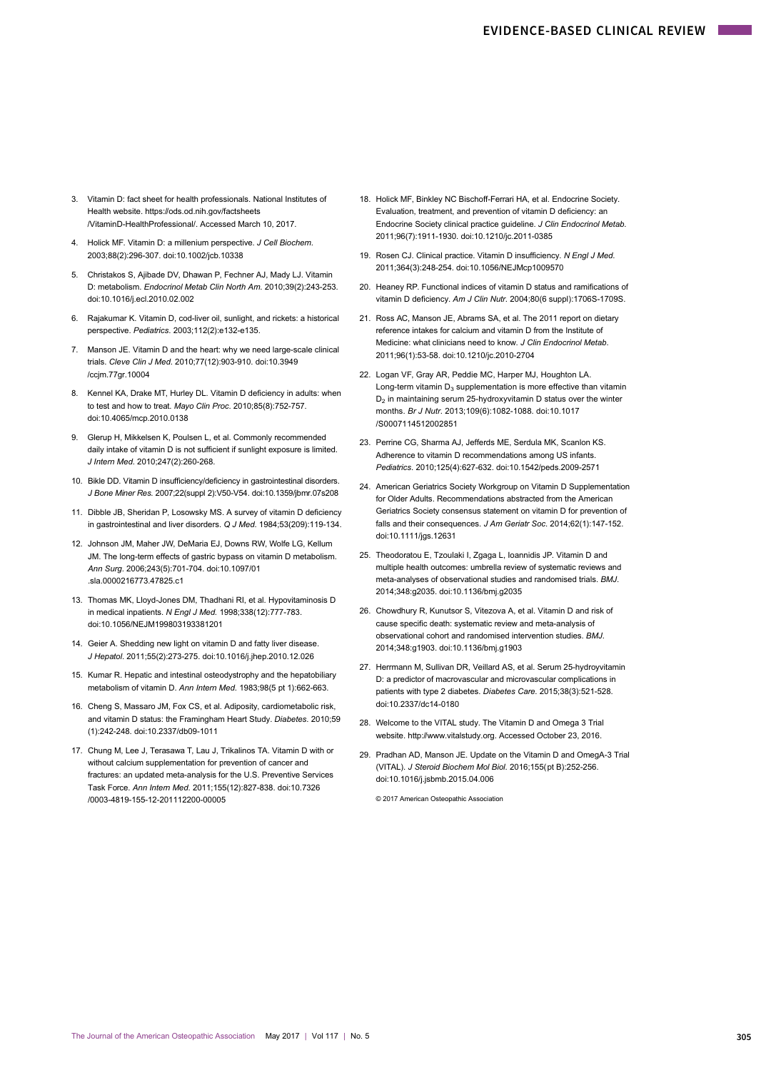3. Vitamin D: fact sheet for health professionals. National Institutes of Health website. https://ods.od.nih.gov/factsheets/VitaminD-HealthProfessional/. Accessed March 10, 2017.
4. Holick MF. Vitamin D: a millenium perspective. *J Cell Biochem*. 2003;88(2):296-307. doi:10.1002/jcb.10338
5. Christakos S, Ajibade DV, Dhawan P, Fechner AJ, Mady LJ. Vitamin D: metabolism. *Endocrinol Metab Clin North Am*. 2010;39(2):243-253. doi:10.1016/j.ecl.2010.02.002
6. Rajakumar K. Vitamin D, cod-liver oil, sunlight, and rickets: a historical perspective. *Pediatrics*. 2003;112(2):e132-e135.
7. Manson JE. Vitamin D and the heart: why we need large-scale clinical trials. *Cleve Clin J Med*. 2010;77(12):903-910. doi:10.3949/ccjm.77gr.10004
8. Kennel KA, Drake MT, Hurley DL. Vitamin D deficiency in adults: when to test and how to treat. *Mayo Clin Proc*. 2010;85(8):752-757. doi:10.4065/mcp.2010.0138
9. Glerup H, Mikkelsen K, Poulsen L, et al. Commonly recommended daily intake of vitamin D is not sufficient if sunlight exposure is limited. *J Intern Med*. 2010;247(2):260-268.
10. Bikle DD. Vitamin D insufficiency/deficiency in gastrointestinal disorders. *J Bone Miner Res*. 2007;22(suppl 2):V50-V54. doi:10.1359/jbmr.07s208
11. Dibble JB, Sheridan P, Losowsky MS. A survey of vitamin D deficiency in gastrointestinal and liver disorders. *Q J Med*. 1984;53(209):119-134.
12. Johnson JM, Maher JW, DeMaria EJ, Downs RW, Wolfe LG, Kellum JM. The long-term effects of gastric bypass on vitamin D metabolism. *Ann Surg*. 2006;243(5):701-704. doi:10.1097/01.sla.0000216773.47825.c1
13. Thomas MK, Lloyd-Jones DM, Thadhani RI, et al. Hypovitaminosis D in medical inpatients. *N Engl J Med*. 1998;338(12):777-783. doi:10.1056/NEJM199803193381201
14. Geier A. Shedding new light on vitamin D and fatty liver disease. *J Hepatol*. 2011;55(2):273-275. doi:10.1016/j.jhep.2010.12.026
15. Kumar R. Hepatic and intestinal osteodystrophy and the hepatobiliary metabolism of vitamin D. *Ann Intern Med*. 1983;98(5 pt 1):662-663.
16. Cheng S, Massaro JM, Fox CS, et al. Adiposity, cardiometabolic risk, and vitamin D status: the Framingham Heart Study. *Diabetes*. 2010;59(1):242-248. doi:10.2337/db09-1011
17. Chung M, Lee J, Terasawa T, Lau J, Trikalinos TA. Vitamin D with or without calcium supplementation for prevention of cancer and fractures: an updated meta-analysis for the U.S. Preventive Services Task Force. *Ann Intern Med*. 2011;155(12):827-838. doi:10.7326/0003-4819-155-12-201112200-00005
18. Holick MF, Binkley NC Bischoff-Ferrari HA, et al. Endocrine Society. Evaluation, treatment, and prevention of vitamin D deficiency: an Endocrine Society clinical practice guideline. *J Clin Endocrinol Metab*. 2011;96(7):1911-1930. doi:10.1210/jc.2011-0385
19. Rosen CJ. Clinical practice. Vitamin D insufficiency. *N Engl J Med*. 2011;364(3):248-254. doi:10.1056/NEJMcp1009570
20. Heaney RP. Functional indices of vitamin D status and ramifications of vitamin D deficiency. *Am J Clin Nutr*. 2004;80(6 suppl):1706S-1709S.
21. Ross AC, Manson JE, Abrams SA, et al. The 2011 report on dietary reference intakes for calcium and vitamin D from the Institute of Medicine: what clinicians need to know. *J Clin Endocrinol Metab*. 2011;96(1):53-58. doi:10.1210/jc.2010-2704
22. Logan VF, Gray AR, Peddie MC, Harper MJ, Houghton LA. Long-term vitamin $D_3$ supplementation is more effective than vitamin $D_2$ in maintaining serum 25-hydroxyvitamin D status over the winter months. *Br J Nutr*. 2013;109(6):1082-1088. doi:10.1017/S0007114512002851
23. Perrine CG, Sharma AJ, Jefferds ME, Serdula MK, Scanlon KS. Adherence to vitamin D recommendations among US infants. *Pediatrics*. 2010;125(4):627-632. doi:10.1542/peds.2009-2571
24. American Geriatrics Society Workgroup on Vitamin D Supplementation for Older Adults. Recommendations abstracted from the American Geriatrics Society consensus statement on vitamin D for prevention of falls and their consequences. *J Am Geriatr Soc*. 2014;62(1):147-152. doi:10.1111/jgs.12631
25. Theodoratou E, Tzoulaki I, Zgaga L, Ioannidis JP. Vitamin D and multiple health outcomes: umbrella review of systematic reviews and meta-analyses of observational studies and randomised trials. *BMJ*. 2014;348:g2035. doi:10.1136/bmj.g2035
26. Chowdhury R, Kunutsor S, Vitezova A, et al. Vitamin D and risk of cause specific death: systematic review and meta-analysis of observational cohort and randomised intervention studies. *BMJ*. 2014;348:g1903. doi:10.1136/bmj.g1903
27. Herrmann M, Sullivan DR, Veillard AS, et al. Serum 25-hydroyvitamin D: a predictor of macrovascular and microvascular complications in patients with type 2 diabetes. *Diabetes Care*. 2015;38(3):521-528. doi:10.2337/dc14-0180
28. Welcome to the VITAL study. The Vitamin D and Omega 3 Trial website. http://www.vitalstudy.org. Accessed October 23, 2016.
29. Pradhan AD, Manson JE. Update on the Vitamin D and OmegA-3 Trial (VITAL). *J Steroid Biochem Mol Biol*. 2016;155(pt B):252-256. doi:10.1016/j.jsbmb.2015.04.006

© 2017 American Osteopathic Association